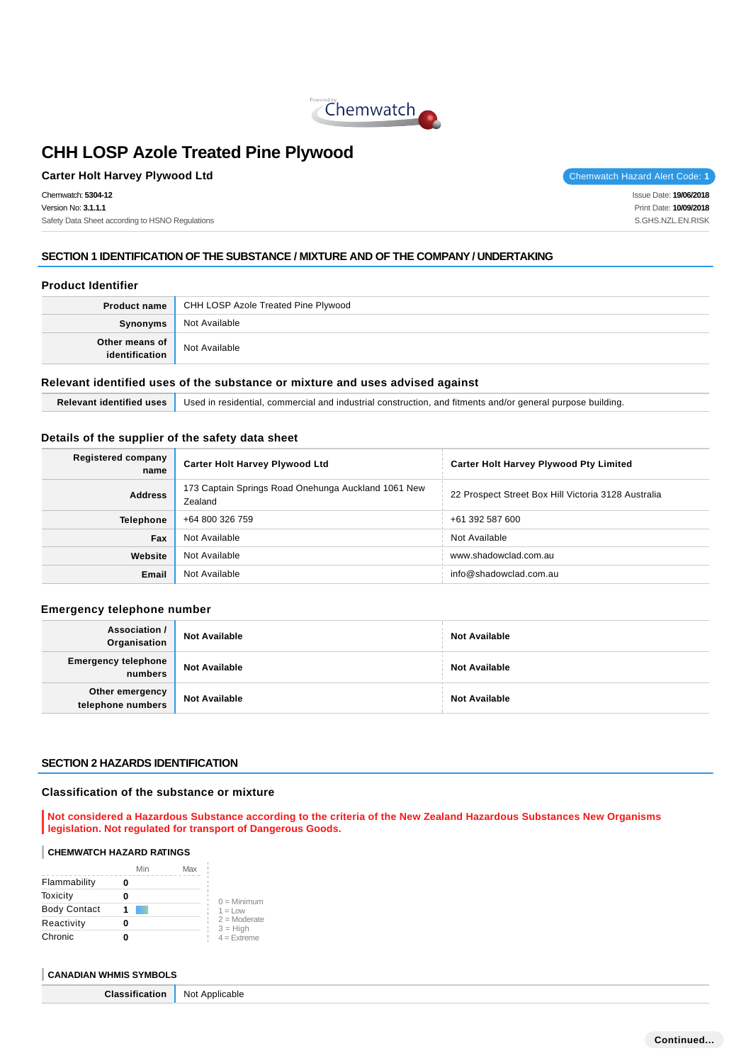# CHH LOSP Azole Treated Pine Plywood

**Carter Holt Harvey Plywood Ltd**

Chemwatch Hazard Alert Code: **1**

Chemwatch: **5304-12**
Version No: **3.1.1.1**
Safety Data Sheet according to HSNO Regulations

Issue Date: **19/06/2018**
Print Date: **10/09/2018**
S.GHS.NZL.EN.RISK

## SECTION 1 IDENTIFICATION OF THE SUBSTANCE / MIXTURE AND OF THE COMPANY / UNDERTAKING

### Product Identifier

| | |
|---|---|
| **Product name** | CHH LOSP Azole Treated Pine Plywood |
| **Synonyms** | Not Available |
| **Other means of identification** | Not Available |

### Relevant identified uses of the substance or mixture and uses advised against

| | |
|---|---|
| **Relevant identified uses** | Used in residential, commercial and industrial construction, and fitments and/or general purpose building. |

### Details of the supplier of the safety data sheet

| | | |
|---|---|---|
| **Registered company name** | **Carter Holt Harvey Plywood Ltd** | **Carter Holt Harvey Plywood Pty Limited** |
| **Address** | 173 Captain Springs Road Onehunga Auckland 1061 New Zealand | 22 Prospect Street Box Hill Victoria 3128 Australia |
| **Telephone** | +64 800 326 759 | +61 392 587 600 |
| **Fax** | Not Available | Not Available |
| **Website** | Not Available | www.shadowclad.com.au |
| **Email** | Not Available | info@shadowclad.com.au |

### Emergency telephone number

| | | |
|---|---|---|
| **Association / Organisation** | **Not Available** | **Not Available** |
| **Emergency telephone numbers** | **Not Available** | **Not Available** |
| **Other emergency telephone numbers** | **Not Available** | **Not Available** |

## SECTION 2 HAZARDS IDENTIFICATION

### Classification of the substance or mixture

**Not considered a Hazardous Substance according to the criteria of the New Zealand Hazardous Substances New Organisms legislation. Not regulated for transport of Dangerous Goods.**

#### CHEMWATCH HAZARD RATINGS

| | Min | Max |
|---|---|---|
| Flammability | 0 | |
| Toxicity | 0 | |
| Body Contact | 1 | |
| Reactivity | 0 | |
| Chronic | 0 | |

0 = Minimum
1 = Low
2 = Moderate
3 = High
4 = Extreme

#### CANADIAN WHMIS SYMBOLS

| | |
|---|---|
| **Classification** | Not Applicable |

Continued...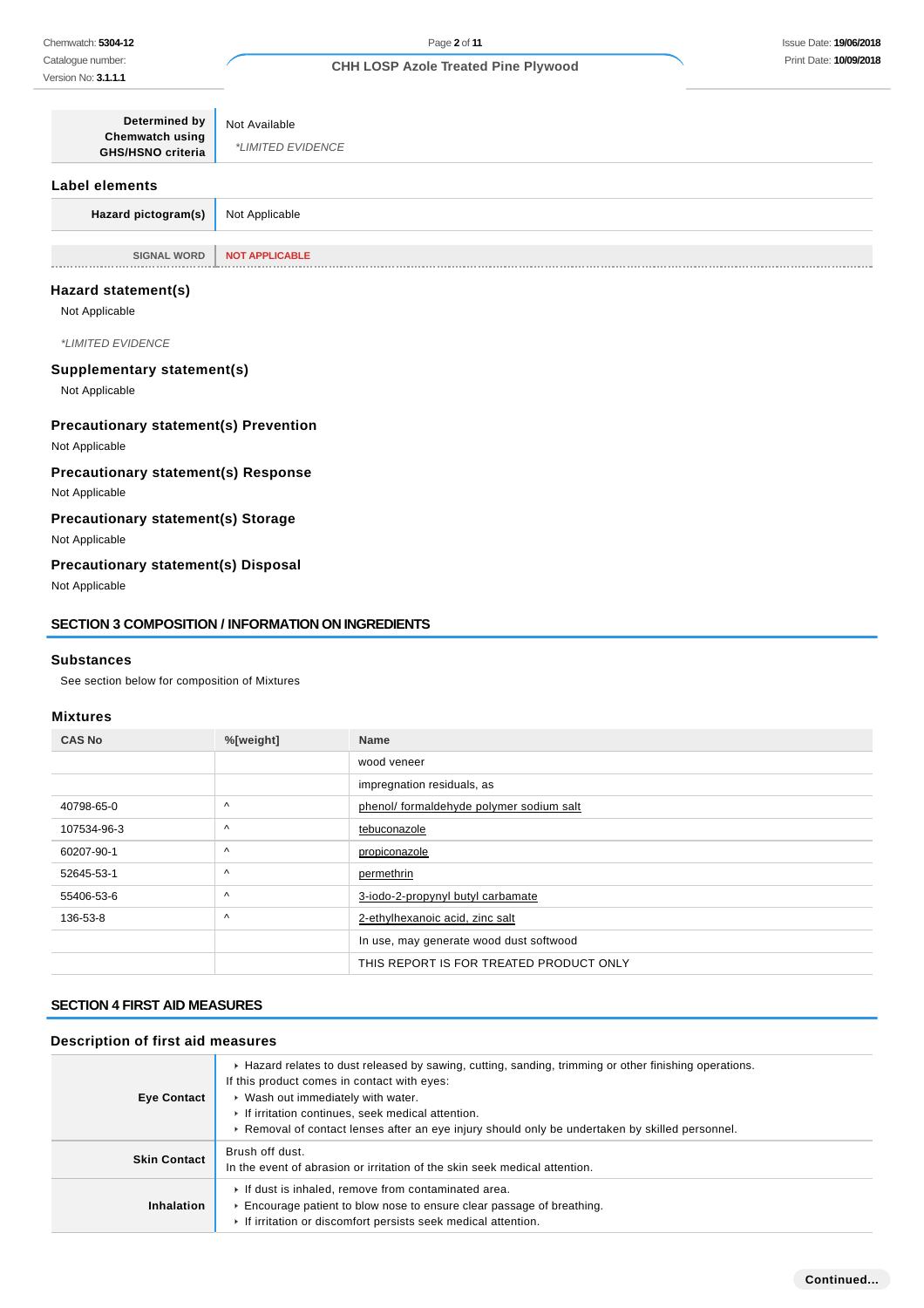| Determined by Chemwatch using GHS/HSNO criteria | Not Available<br>*LIMITED EVIDENCE |
|---|---|

## Label elements

| Hazard pictogram(s) | Not Applicable |
|---|---|

| SIGNAL WORD | NOT APPLICABLE |
|---|---|

### Hazard statement(s)

Not Applicable

*LIMITED EVIDENCE

### Supplementary statement(s)

Not Applicable

### Precautionary statement(s) Prevention

Not Applicable

### Precautionary statement(s) Response

Not Applicable

### Precautionary statement(s) Storage

Not Applicable

### Precautionary statement(s) Disposal

Not Applicable

## SECTION 3 COMPOSITION / INFORMATION ON INGREDIENTS

### Substances

See section below for composition of Mixtures

### Mixtures

| CAS No | %[weight] | Name |
|---|---|---|
| | | wood veneer |
| | | impregnation residuals, as |
| 40798-65-0 | ^ | phenol/ formaldehyde polymer sodium salt |
| 107534-96-3 | ^ | tebuconazole |
| 60207-90-1 | ^ | propiconazole |
| 52645-53-1 | ^ | permethrin |
| 55406-53-6 | ^ | 3-iodo-2-propynyl butyl carbamate |
| 136-53-8 | ^ | 2-ethylhexanoic acid, zinc salt |
| | | In use, may generate wood dust softwood |
| | | THIS REPORT IS FOR TREATED PRODUCT ONLY |

## SECTION 4 FIRST AID MEASURES

### Description of first aid measures

| | |
|---|---|
| **Eye Contact** | ▸ Hazard relates to dust released by sawing, cutting, sanding, trimming or other finishing operations.<br>If this product comes in contact with eyes:<br>▸ Wash out immediately with water.<br>▸ If irritation continues, seek medical attention.<br>▸ Removal of contact lenses after an eye injury should only be undertaken by skilled personnel. |
| **Skin Contact** | Brush off dust.<br>In the event of abrasion or irritation of the skin seek medical attention. |
| **Inhalation** | ▸ If dust is inhaled, remove from contaminated area.<br>▸ Encourage patient to blow nose to ensure clear passage of breathing.<br>▸ If irritation or discomfort persists seek medical attention. |

Continued...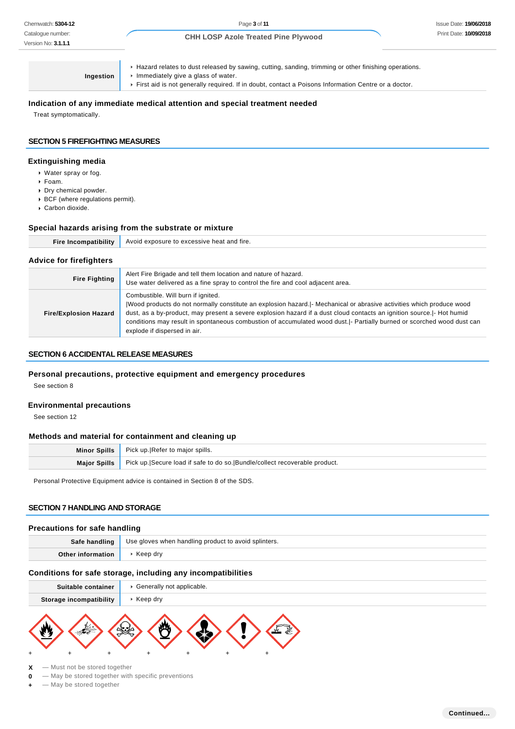| | |
|---|---|
| **Ingestion** | - Hazard relates to dust released by sawing, cutting, sanding, trimming or other finishing operations.<br>- Immediately give a glass of water.<br>- First aid is not generally required. If in doubt, contact a Poisons Information Centre or a doctor. |

### Indication of any immediate medical attention and special treatment needed

Treat symptomatically.

## SECTION 5 FIREFIGHTING MEASURES

### Extinguishing media

- Water spray or fog.
- Foam.
- Dry chemical powder.
- BCF (where regulations permit).
- Carbon dioxide.

### Special hazards arising from the substrate or mixture

| | |
|---|---|
| **Fire Incompatibility** | Avoid exposure to excessive heat and fire. |

### Advice for firefighters

| | |
|---|---|
| **Fire Fighting** | Alert Fire Brigade and tell them location and nature of hazard.<br>Use water delivered as a fine spray to control the fire and cool adjacent area. |
| **Fire/Explosion Hazard** | Combustible. Will burn if ignited.<br>\|Wood products do not normally constitute an explosion hazard.\|- Mechanical or abrasive activities which produce wood dust, as a by-product, may present a severe explosion hazard if a dust cloud contacts an ignition source.\|- Hot humid conditions may result in spontaneous combustion of accumulated wood dust.\|- Partially burned or scorched wood dust can explode if dispersed in air. |

## SECTION 6 ACCIDENTAL RELEASE MEASURES

### Personal precautions, protective equipment and emergency procedures

See section 8

### Environmental precautions

See section 12

### Methods and material for containment and cleaning up

| | |
|---|---|
| **Minor Spills** | Pick up.\|Refer to major spills. |
| **Major Spills** | Pick up.\|Secure load if safe to do so.\|Bundle/collect recoverable product. |

Personal Protective Equipment advice is contained in Section 8 of the SDS.

## SECTION 7 HANDLING AND STORAGE

### Precautions for safe handling

| | |
|---|---|
| **Safe handling** | Use gloves when handling product to avoid splinters. |
| **Other information** | - Keep dry |

### Conditions for safe storage, including any incompatibilities

| | |
|---|---|
| **Suitable container** | - Generally not applicable. |
| **Storage incompatibility** | - Keep dry |

| | | | | | | |
|---|---|---|---|---|---|---|
| + | + | + | + | + | + | + |

**X** — Must not be stored together
**0** — May be stored together with specific preventions
**+** — May be stored together

Continued...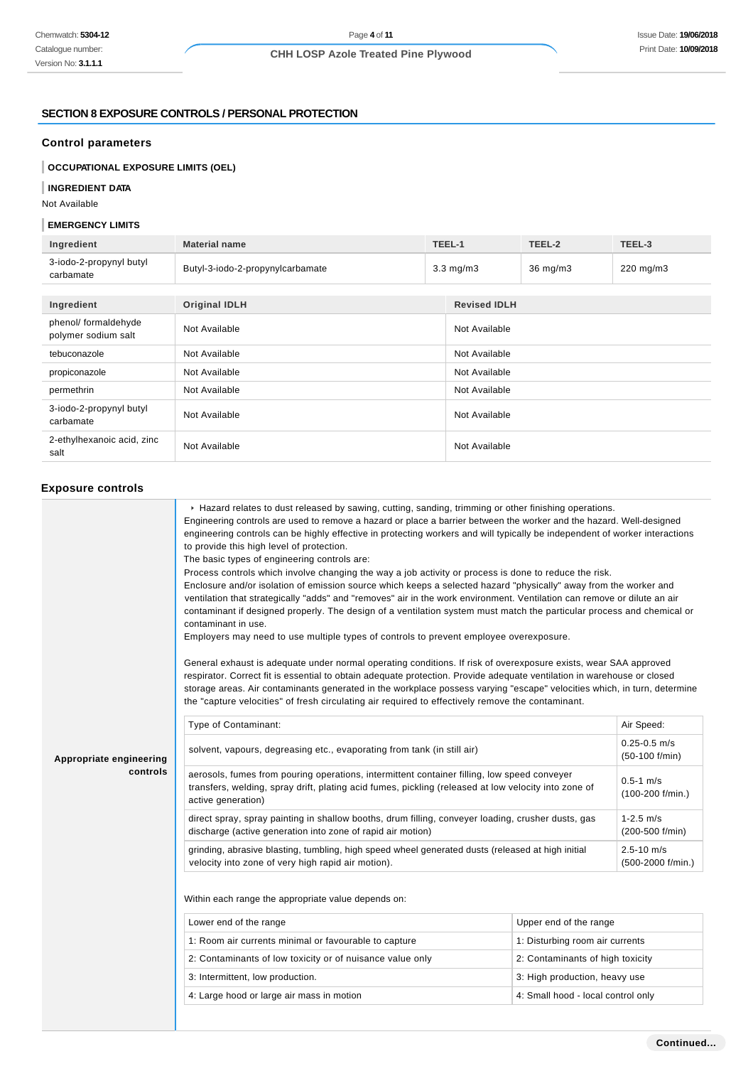## SECTION 8 EXPOSURE CONTROLS / PERSONAL PROTECTION

### Control parameters

**OCCUPATIONAL EXPOSURE LIMITS (OEL)**

**INGREDIENT DATA**

Not Available

**EMERGENCY LIMITS**

| Ingredient | Material name | TEEL-1 | TEEL-2 | TEEL-3 |
|---|---|---|---|---|
| 3-iodo-2-propynyl butyl carbamate | Butyl-3-iodo-2-propynylcarbamate | 3.3 mg/m3 | 36 mg/m3 | 220 mg/m3 |

| Ingredient | Original IDLH | Revised IDLH |
|---|---|---|
| phenol/ formaldehyde polymer sodium salt | Not Available | Not Available |
| tebuconazole | Not Available | Not Available |
| propiconazole | Not Available | Not Available |
| permethrin | Not Available | Not Available |
| 3-iodo-2-propynyl butyl carbamate | Not Available | Not Available |
| 2-ethylhexanoic acid, zinc salt | Not Available | Not Available |

### Exposure controls

**Appropriate engineering controls**

- Hazard relates to dust released by sawing, cutting, sanding, trimming or other finishing operations.

Engineering controls are used to remove a hazard or place a barrier between the worker and the hazard. Well-designed engineering controls can be highly effective in protecting workers and will typically be independent of worker interactions to provide this high level of protection.
The basic types of engineering controls are:
Process controls which involve changing the way a job activity or process is done to reduce the risk.
Enclosure and/or isolation of emission source which keeps a selected hazard "physically" away from the worker and ventilation that strategically "adds" and "removes" air in the work environment. Ventilation can remove or dilute an air contaminant if designed properly. The design of a ventilation system must match the particular process and chemical or contaminant in use.
Employers may need to use multiple types of controls to prevent employee overexposure.

General exhaust is adequate under normal operating conditions. If risk of overexposure exists, wear SAA approved respirator. Correct fit is essential to obtain adequate protection. Provide adequate ventilation in warehouse or closed storage areas. Air contaminants generated in the workplace possess varying "escape" velocities which, in turn, determine the "capture velocities" of fresh circulating air required to effectively remove the contaminant.

| Type of Contaminant: | Air Speed: |
|---|---|
| solvent, vapours, degreasing etc., evaporating from tank (in still air) | 0.25-0.5 m/s (50-100 f/min) |
| aerosols, fumes from pouring operations, intermittent container filling, low speed conveyer transfers, welding, spray drift, plating acid fumes, pickling (released at low velocity into zone of active generation) | 0.5-1 m/s (100-200 f/min.) |
| direct spray, spray painting in shallow booths, drum filling, conveyer loading, crusher dusts, gas discharge (active generation into zone of rapid air motion) | 1-2.5 m/s (200-500 f/min) |
| grinding, abrasive blasting, tumbling, high speed wheel generated dusts (released at high initial velocity into zone of very high rapid air motion). | 2.5-10 m/s (500-2000 f/min.) |

Within each range the appropriate value depends on:

| Lower end of the range | Upper end of the range |
|---|---|
| 1: Room air currents minimal or favourable to capture | 1: Disturbing room air currents |
| 2: Contaminants of low toxicity or of nuisance value only | 2: Contaminants of high toxicity |
| 3: Intermittent, low production. | 3: High production, heavy use |
| 4: Large hood or large air mass in motion | 4: Small hood - local control only |

Continued...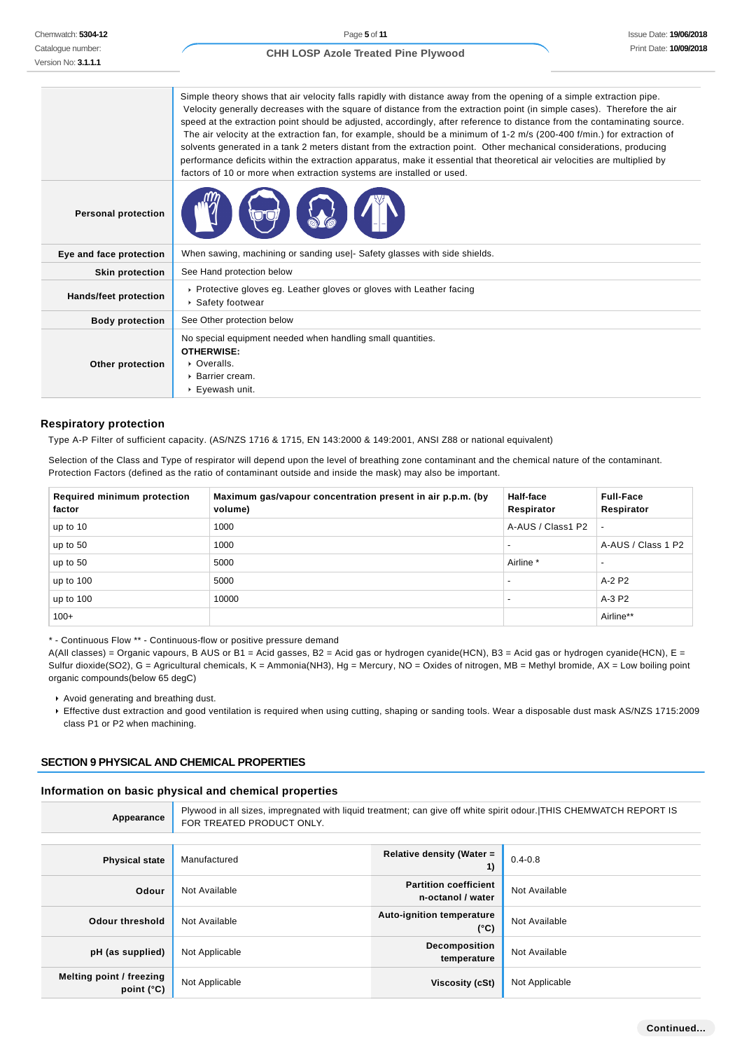| | |
|---|---|
| | Simple theory shows that air velocity falls rapidly with distance away from the opening of a simple extraction pipe. Velocity generally decreases with the square of distance from the extraction point (in simple cases). Therefore the air speed at the extraction point should be adjusted, accordingly, after reference to distance from the contaminating source. The air velocity at the extraction fan, for example, should be a minimum of 1-2 m/s (200-400 f/min.) for extraction of solvents generated in a tank 2 meters distant from the extraction point. Other mechanical considerations, producing performance deficits within the extraction apparatus, make it essential that theoretical air velocities are multiplied by factors of 10 or more when extraction systems are installed or used. |
| **Personal protection** | |
| **Eye and face protection** | When sawing, machining or sanding use\|- Safety glasses with side shields. |
| **Skin protection** | See Hand protection below |
| **Hands/feet protection** | ▸ Protective gloves eg. Leather gloves or gloves with Leather facing<br>▸ Safety footwear |
| **Body protection** | See Other protection below |
| **Other protection** | No special equipment needed when handling small quantities.<br>**OTHERWISE:**<br>▸ Overalls.<br>▸ Barrier cream.<br>▸ Eyewash unit. |

### Respiratory protection

Type A-P Filter of sufficient capacity. (AS/NZS 1716 & 1715, EN 143:2000 & 149:2001, ANSI Z88 or national equivalent)

Selection of the Class and Type of respirator will depend upon the level of breathing zone contaminant and the chemical nature of the contaminant. Protection Factors (defined as the ratio of contaminant outside and inside the mask) may also be important.

| Required minimum protection factor | Maximum gas/vapour concentration present in air p.p.m. (by volume) | Half-face Respirator | Full-Face Respirator |
|---|---|---|---|
| up to 10 | 1000 | A-AUS / Class1 P2 | - |
| up to 50 | 1000 | - | A-AUS / Class 1 P2 |
| up to 50 | 5000 | Airline * | - |
| up to 100 | 5000 | - | A-2 P2 |
| up to 100 | 10000 | - | A-3 P2 |
| 100+ | | | Airline** |

* - Continuous Flow ** - Continuous-flow or positive pressure demand
A(All classes) = Organic vapours, B AUS or B1 = Acid gasses, B2 = Acid gas or hydrogen cyanide(HCN), B3 = Acid gas or hydrogen cyanide(HCN), E = Sulfur dioxide($SO_2$), G = Agricultural chemicals, K = Ammonia($NH_3$), Hg = Mercury, NO = Oxides of nitrogen, MB = Methyl bromide, AX = Low boiling point organic compounds(below 65 degC)

- Avoid generating and breathing dust.
- Effective dust extraction and good ventilation is required when using cutting, shaping or sanding tools. Wear a disposable dust mask AS/NZS 1715:2009 class P1 or P2 when machining.

## SECTION 9 PHYSICAL AND CHEMICAL PROPERTIES

### Information on basic physical and chemical properties

| | |
|---|---|
| **Appearance** | Plywood in all sizes, impregnated with liquid treatment; can give off white spirit odour.\|THIS CHEMWATCH REPORT IS FOR TREATED PRODUCT ONLY. |

| | | | |
|---|---|---|---|
| **Physical state** | Manufactured | **Relative density (Water = 1)** | 0.4-0.8 |
| **Odour** | Not Available | **Partition coefficient n-octanol / water** | Not Available |
| **Odour threshold** | Not Available | **Auto-ignition temperature (°C)** | Not Available |
| **pH (as supplied)** | Not Applicable | **Decomposition temperature** | Not Available |
| **Melting point / freezing point (°C)** | Not Applicable | **Viscosity (cSt)** | Not Applicable |

**Continued...**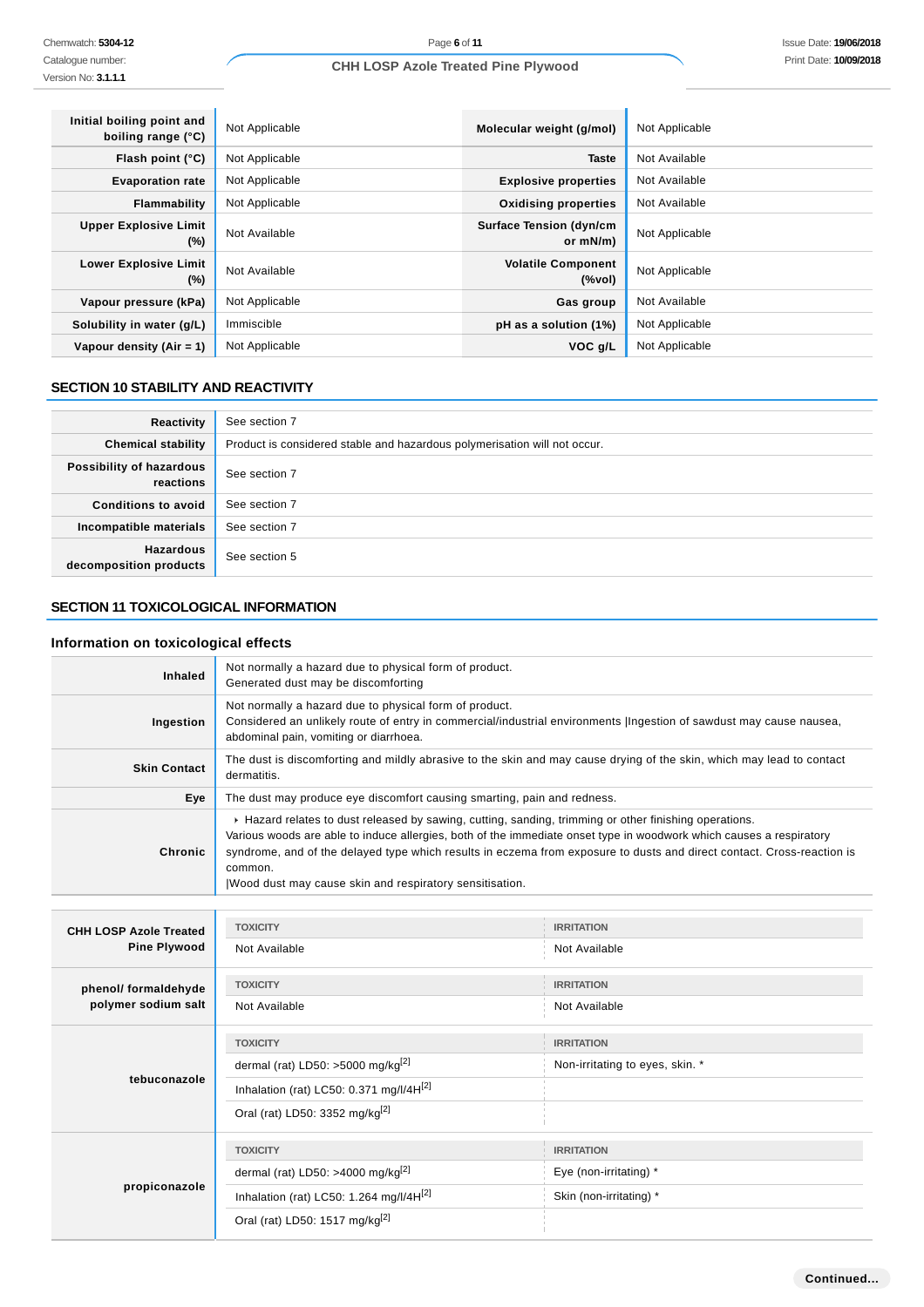| Initial boiling point and boiling range (°C) | Not Applicable | Molecular weight (g/mol) | Not Applicable |
|---|---|---|---|
| Flash point (°C) | Not Applicable | Taste | Not Available |
| Evaporation rate | Not Applicable | Explosive properties | Not Available |
| Flammability | Not Applicable | Oxidising properties | Not Available |
| Upper Explosive Limit (%) | Not Available | Surface Tension (dyn/cm or mN/m) | Not Applicable |
| Lower Explosive Limit (%) | Not Available | Volatile Component (%vol) | Not Applicable |
| Vapour pressure (kPa) | Not Applicable | Gas group | Not Available |
| Solubility in water (g/L) | Immiscible | pH as a solution (1%) | Not Applicable |
| Vapour density (Air = 1) | Not Applicable | VOC g/L | Not Applicable |

## SECTION 10 STABILITY AND REACTIVITY

| | |
|---|---|
| Reactivity | See section 7 |
| Chemical stability | Product is considered stable and hazardous polymerisation will not occur. |
| Possibility of hazardous reactions | See section 7 |
| Conditions to avoid | See section 7 |
| Incompatible materials | See section 7 |
| Hazardous decomposition products | See section 5 |

## SECTION 11 TOXICOLOGICAL INFORMATION

### Information on toxicological effects

| | |
|---|---|
| Inhaled | Not normally a hazard due to physical form of product.<br>Generated dust may be discomforting |
| Ingestion | Not normally a hazard due to physical form of product.<br>Considered an unlikely route of entry in commercial/industrial environments \|Ingestion of sawdust may cause nausea, abdominal pain, vomiting or diarrhoea. |
| Skin Contact | The dust is discomforting and mildly abrasive to the skin and may cause drying of the skin, which may lead to contact dermatitis. |
| Eye | The dust may produce eye discomfort causing smarting, pain and redness. |
| Chronic | ‣ Hazard relates to dust released by sawing, cutting, sanding, trimming or other finishing operations.<br>Various woods are able to induce allergies, both of the immediate onset type in woodwork which causes a respiratory syndrome, and of the delayed type which results in eczema from exposure to dusts and direct contact. Cross-reaction is common.<br>\|Wood dust may cause skin and respiratory sensitisation. |

| | TOXICITY | IRRITATION |
|---|---|---|
| CHH LOSP Azole Treated Pine Plywood | Not Available | Not Available |
| phenol/ formaldehyde polymer sodium salt | Not Available | Not Available |
| tebuconazole | dermal (rat) LD50: >5000 mg/kg[2] | Non-irritating to eyes, skin. * |
| | Inhalation (rat) LC50: 0.371 mg/l/4H[2] | |
| | Oral (rat) LD50: 3352 mg/kg[2] | |
| propiconazole | dermal (rat) LD50: >4000 mg/kg[2] | Eye (non-irritating) * |
| | Inhalation (rat) LC50: 1.264 mg/l/4H[2] | Skin (non-irritating) * |
| | Oral (rat) LD50: 1517 mg/kg[2] | |

Continued...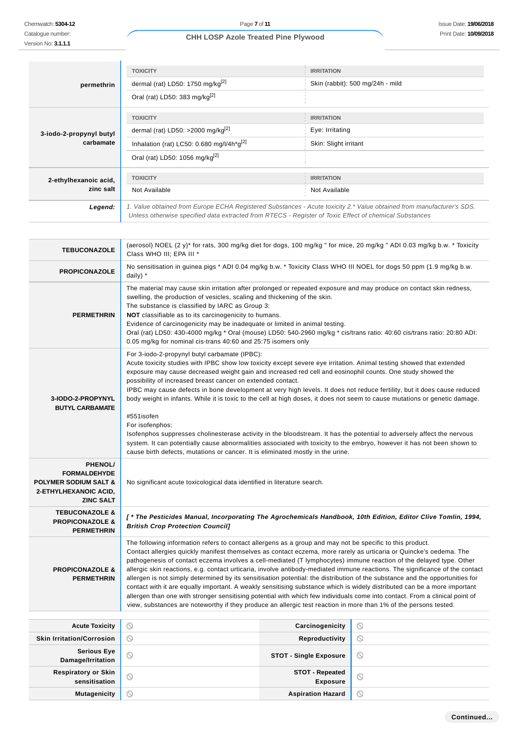| | TOXICITY | IRRITATION |
|---|---|---|
| **permethrin** | dermal (rat) LD50: 1750 mg/kg[2] | Skin (rabbit): 500 mg/24h - mild |
| | Oral (rat) LD50: 383 mg/kg[2] | |

| | TOXICITY | IRRITATION |
|---|---|---|
| **3-iodo-2-propynyl butyl carbamate** | dermal (rat) LD50: >2000 mg/kg[2] | Eye: Irritating |
| | Inhalation (rat) LC50: 0.680 mg/l/4h*g[2] | Skin: Slight irritant |
| | Oral (rat) LD50: 1056 mg/kg[2] | |

| | TOXICITY | IRRITATION |
|---|---|---|
| **2-ethylhexanoic acid, zinc salt** | Not Available | Not Available |

***Legend:*** *1. Value obtained from Europe ECHA Registered Substances - Acute toxicity 2.* Value obtained from manufacturer's SDS. Unless otherwise specified data extracted from RTECS - Register of Toxic Effect of chemical Substances*

| | |
|---|---|
| **TEBUCONAZOLE** | (aerosol) NOEL (2 y)* for rats, 300 mg/kg diet for dogs, 100 mg/kg " for mice, 20 mg/kg " ADI 0.03 mg/kg b.w. * Toxicity Class WHO III; EPA III * |
| **PROPICONAZOLE** | No sensitisation in guinea pigs * ADI 0.04 mg/kg b.w. * Toxicity Class WHO III NOEL for dogs 50 ppm (1.9 mg/kg b.w. daily) * |
| **PERMETHRIN** | The material may cause skin irritation after prolonged or repeated exposure and may produce on contact skin redness, swelling, the production of vesicles, scaling and thickening of the skin.<br>The substance is classified by IARC as Group 3:<br>**NOT** classifiable as to its carcinogenicity to humans.<br>Evidence of carcinogenicity may be inadequate or limited in animal testing.<br>Oral (rat) LD50: 430-4000 mg/kg * Oral (mouse) LD50: 540-2960 mg/kg * cis/trans ratio: 40:60 cis/trans ratio: 20:80 ADI: 0.05 mg/kg for nominal cis-trans 40:60 and 25:75 isomers only |
| **3-IODO-2-PROPYNYL BUTYL CARBAMATE** | For 3-iodo-2-propynyl butyl carbamate (IPBC):<br>Acute toxicity studies with IPBC show low toxicity except severe eye irritation. Animal testing showed that extended exposure may cause decreased weight gain and increased red cell and eosinophil counts. One study showed the possibility of increased breast cancer on extended contact.<br>IPBC may cause defects in bone development at very high levels. It does not reduce fertility, but it does cause reduced body weight in infants. While it is toxic to the cell at high doses, it does not seem to cause mutations or genetic damage.<br><br>#551isofen<br>For isofenphos:<br>Isofenphos suppresses cholinesterase activity in the bloodstream. It has the potential to adversely affect the nervous system. It can potentially cause abnormalities associated with toxicity to the embryo, however it has not been shown to cause birth defects, mutations or cancer. It is eliminated mostly in the urine. |
| **PHENOL/ FORMALDEHYDE POLYMER SODIUM SALT & 2-ETHYLHEXANOIC ACID, ZINC SALT** | No significant acute toxicological data identified in literature search. |
| **TEBUCONAZOLE & PROPICONAZOLE & PERMETHRIN** | ***[ * The Pesticides Manual, Incorporating The Agrochemicals Handbook, 10th Edition, Editor Clive Tomlin, 1994, British Crop Protection Council]*** |
| **PROPICONAZOLE & PERMETHRIN** | The following information refers to contact allergens as a group and may not be specific to this product.<br>Contact allergies quickly manifest themselves as contact eczema, more rarely as urticaria or Quincke's oedema. The pathogenesis of contact eczema involves a cell-mediated (T lymphocytes) immune reaction of the delayed type. Other allergic skin reactions, e.g. contact urticaria, involve antibody-mediated immune reactions. The significance of the contact allergen is not simply determined by its sensitisation potential: the distribution of the substance and the opportunities for contact with it are equally important. A weakly sensitising substance which is widely distributed can be a more important allergen than one with stronger sensitising potential with which few individuals come into contact. From a clinical point of view, substances are noteworthy if they produce an allergic test reaction in more than 1% of the persons tested. |

| | | | |
|---|---|---|---|
| **Acute Toxicity** | ⃠ | **Carcinogenicity** | ⃠ |
| **Skin Irritation/Corrosion** | ⃠ | **Reproductivity** | ⃠ |
| **Serious Eye Damage/Irritation** | ⃠ | **STOT - Single Exposure** | ⃠ |
| **Respiratory or Skin sensitisation** | ⃠ | **STOT - Repeated Exposure** | ⃠ |
| **Mutagenicity** | ⃠ | **Aspiration Hazard** | ⃠ |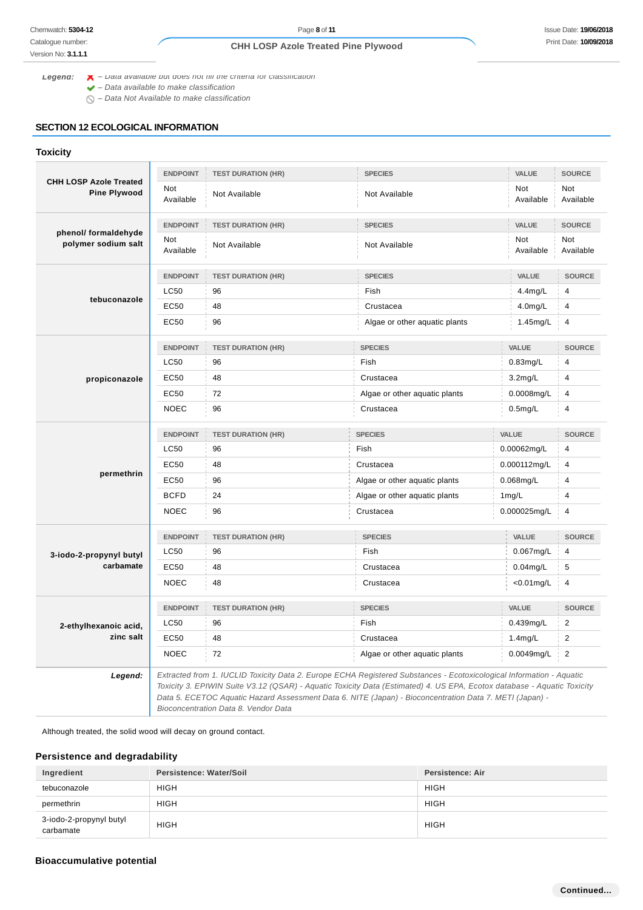**Legend:** ✗ – Data available but does not fill the criteria for classification
✔ – Data available to make classification
⃠ – Data Not Available to make classification

## SECTION 12 ECOLOGICAL INFORMATION

### Toxicity

**CHH LOSP Azole Treated Pine Plywood**

| ENDPOINT | TEST DURATION (HR) | SPECIES | VALUE | SOURCE |
|---|---|---|---|---|
| Not Available | Not Available | Not Available | Not Available | Not Available |

**phenol/ formaldehyde polymer sodium salt**

| ENDPOINT | TEST DURATION (HR) | SPECIES | VALUE | SOURCE |
|---|---|---|---|---|
| Not Available | Not Available | Not Available | Not Available | Not Available |

**tebuconazole**

| ENDPOINT | TEST DURATION (HR) | SPECIES | VALUE | SOURCE |
|---|---|---|---|---|
| LC50 | 96 | Fish | 4.4mg/L | 4 |
| EC50 | 48 | Crustacea | 4.0mg/L | 4 |
| EC50 | 96 | Algae or other aquatic plants | 1.45mg/L | 4 |

**propiconazole**

| ENDPOINT | TEST DURATION (HR) | SPECIES | VALUE | SOURCE |
|---|---|---|---|---|
| LC50 | 96 | Fish | 0.83mg/L | 4 |
| EC50 | 48 | Crustacea | 3.2mg/L | 4 |
| EC50 | 72 | Algae or other aquatic plants | 0.0008mg/L | 4 |
| NOEC | 96 | Crustacea | 0.5mg/L | 4 |

**permethrin**

| ENDPOINT | TEST DURATION (HR) | SPECIES | VALUE | SOURCE |
|---|---|---|---|---|
| LC50 | 96 | Fish | 0.00062mg/L | 4 |
| EC50 | 48 | Crustacea | 0.000112mg/L | 4 |
| EC50 | 96 | Algae or other aquatic plants | 0.068mg/L | 4 |
| BCFD | 24 | Algae or other aquatic plants | 1mg/L | 4 |
| NOEC | 96 | Crustacea | 0.000025mg/L | 4 |

**3-iodo-2-propynyl butyl carbamate**

| ENDPOINT | TEST DURATION (HR) | SPECIES | VALUE | SOURCE |
|---|---|---|---|---|
| LC50 | 96 | Fish | 0.067mg/L | 4 |
| EC50 | 48 | Crustacea | 0.04mg/L | 5 |
| NOEC | 48 | Crustacea | <0.01mg/L | 4 |

**2-ethylhexanoic acid, zinc salt**

| ENDPOINT | TEST DURATION (HR) | SPECIES | VALUE | SOURCE |
|---|---|---|---|---|
| LC50 | 96 | Fish | 0.439mg/L | 2 |
| EC50 | 48 | Crustacea | 1.4mg/L | 2 |
| NOEC | 72 | Algae or other aquatic plants | 0.0049mg/L | 2 |

***Legend:*** *Extracted from 1. IUCLID Toxicity Data 2. Europe ECHA Registered Substances - Ecotoxicological Information - Aquatic Toxicity 3. EPIWIN Suite V3.12 (QSAR) - Aquatic Toxicity Data (Estimated) 4. US EPA, Ecotox database - Aquatic Toxicity Data 5. ECETOC Aquatic Hazard Assessment Data 6. NITE (Japan) - Bioconcentration Data 7. METI (Japan) - Bioconcentration Data 8. Vendor Data*

Although treated, the solid wood will decay on ground contact.

### Persistence and degradability

| Ingredient | Persistence: Water/Soil | Persistence: Air |
|---|---|---|
| tebuconazole | HIGH | HIGH |
| permethrin | HIGH | HIGH |
| 3-iodo-2-propynyl butyl carbamate | HIGH | HIGH |

### Bioaccumulative potential

**Continued...**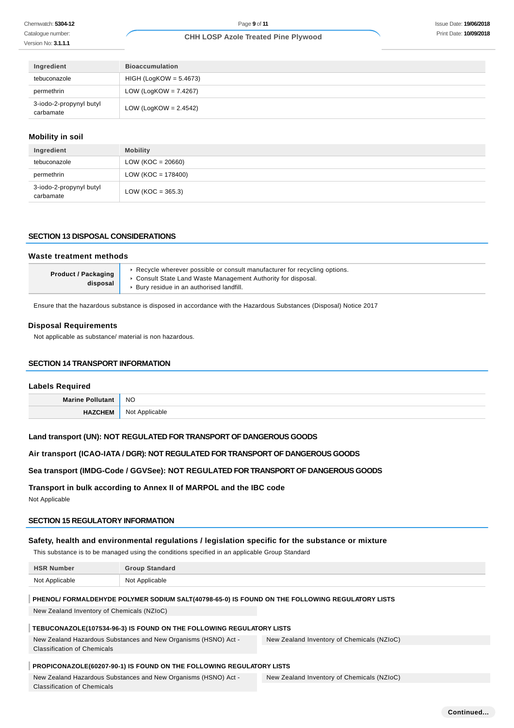| Ingredient | Bioaccumulation |
|---|---|
| tebuconazole | HIGH (LogKOW = 5.4673) |
| permethrin | LOW (LogKOW = 7.4267) |
| 3-iodo-2-propynyl butyl carbamate | LOW (LogKOW = 2.4542) |

### Mobility in soil

| Ingredient | Mobility |
|---|---|
| tebuconazole | LOW (KOC = 20660) |
| permethrin | LOW (KOC = 178400) |
| 3-iodo-2-propynyl butyl carbamate | LOW (KOC = 365.3) |

## SECTION 13 DISPOSAL CONSIDERATIONS

### Waste treatment methods

| | |
|---|---|
| **Product / Packaging disposal** | ‣ Recycle wherever possible or consult manufacturer for recycling options.<br>‣ Consult State Land Waste Management Authority for disposal.<br>‣ Bury residue in an authorised landfill. |

Ensure that the hazardous substance is disposed in accordance with the Hazardous Substances (Disposal) Notice 2017

### Disposal Requirements

Not applicable as substance/ material is non hazardous.

## SECTION 14 TRANSPORT INFORMATION

### Labels Required

| | |
|---|---|
| **Marine Pollutant** | NO |
| **HAZCHEM** | Not Applicable |

### Land transport (UN): NOT REGULATED FOR TRANSPORT OF DANGEROUS GOODS

### Air transport (ICAO-IATA / DGR): NOT REGULATED FOR TRANSPORT OF DANGEROUS GOODS

### Sea transport (IMDG-Code / GGVSee): NOT REGULATED FOR TRANSPORT OF DANGEROUS GOODS

### Transport in bulk according to Annex II of MARPOL and the IBC code

Not Applicable

## SECTION 15 REGULATORY INFORMATION

### Safety, health and environmental regulations / legislation specific for the substance or mixture

This substance is to be managed using the conditions specified in an applicable Group Standard

| HSR Number | Group Standard |
|---|---|
| Not Applicable | Not Applicable |

**PHENOL/ FORMALDEHYDE POLYMER SODIUM SALT(40798-65-0) IS FOUND ON THE FOLLOWING REGULATORY LISTS**

New Zealand Inventory of Chemicals (NZIoC)

**TEBUCONAZOLE(107534-96-3) IS FOUND ON THE FOLLOWING REGULATORY LISTS**

New Zealand Hazardous Substances and New Organisms (HSNO) Act - Classification of Chemicals

New Zealand Inventory of Chemicals (NZIoC)

**PROPICONAZOLE(60207-90-1) IS FOUND ON THE FOLLOWING REGULATORY LISTS**

New Zealand Hazardous Substances and New Organisms (HSNO) Act - Classification of Chemicals

New Zealand Inventory of Chemicals (NZIoC)

**Continued...**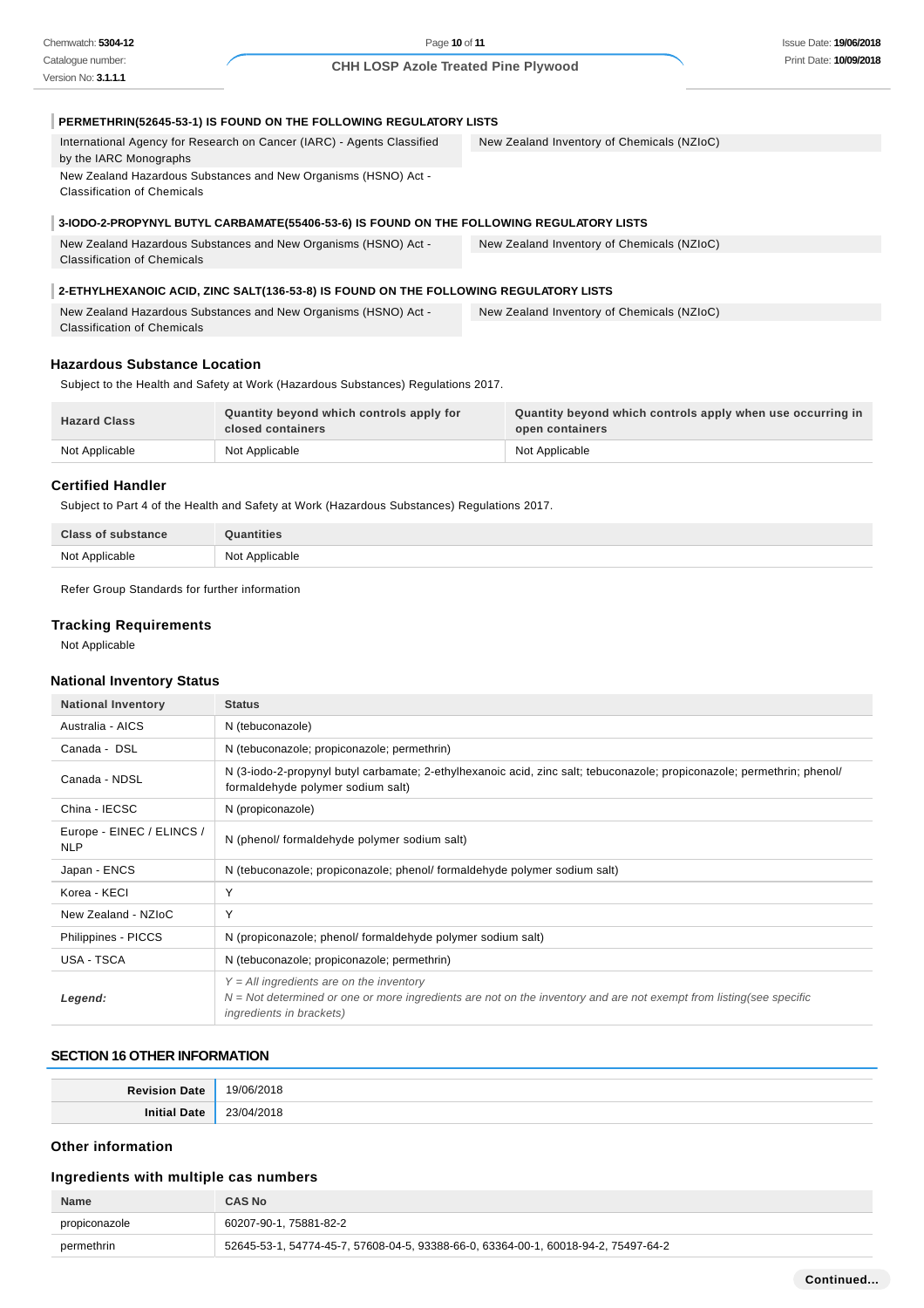### PERMETHRIN(52645-53-1) IS FOUND ON THE FOLLOWING REGULATORY LISTS

| | |
|---|---|
| International Agency for Research on Cancer (IARC) - Agents Classified by the IARC Monographs | New Zealand Inventory of Chemicals (NZIoC) |
| New Zealand Hazardous Substances and New Organisms (HSNO) Act - Classification of Chemicals | |

### 3-IODO-2-PROPYNYL BUTYL CARBAMATE(55406-53-6) IS FOUND ON THE FOLLOWING REGULATORY LISTS

| | |
|---|---|
| New Zealand Hazardous Substances and New Organisms (HSNO) Act - Classification of Chemicals | New Zealand Inventory of Chemicals (NZIoC) |

### 2-ETHYLHEXANOIC ACID, ZINC SALT(136-53-8) IS FOUND ON THE FOLLOWING REGULATORY LISTS

| | |
|---|---|
| New Zealand Hazardous Substances and New Organisms (HSNO) Act - Classification of Chemicals | New Zealand Inventory of Chemicals (NZIoC) |

### Hazardous Substance Location

Subject to the Health and Safety at Work (Hazardous Substances) Regulations 2017.

| Hazard Class | Quantity beyond which controls apply for closed containers | Quantity beyond which controls apply when use occurring in open containers |
|---|---|---|
| Not Applicable | Not Applicable | Not Applicable |

### Certified Handler

Subject to Part 4 of the Health and Safety at Work (Hazardous Substances) Regulations 2017.

| Class of substance | Quantities |
|---|---|
| Not Applicable | Not Applicable |

Refer Group Standards for further information

### Tracking Requirements

Not Applicable

### National Inventory Status

| National Inventory | Status |
|---|---|
| Australia - AICS | N (tebuconazole) |
| Canada - DSL | N (tebuconazole; propiconazole; permethrin) |
| Canada - NDSL | N (3-iodo-2-propynyl butyl carbamate; 2-ethylhexanoic acid, zinc salt; tebuconazole; propiconazole; permethrin; phenol/ formaldehyde polymer sodium salt) |
| China - IECSC | N (propiconazole) |
| Europe - EINEC / ELINCS / NLP | N (phenol/ formaldehyde polymer sodium salt) |
| Japan - ENCS | N (tebuconazole; propiconazole; phenol/ formaldehyde polymer sodium salt) |
| Korea - KECI | Y |
| New Zealand - NZIoC | Y |
| Philippines - PICCS | N (propiconazole; phenol/ formaldehyde polymer sodium salt) |
| USA - TSCA | N (tebuconazole; propiconazole; permethrin) |
| ***Legend:*** | *Y = All ingredients are on the inventory*<br>*N = Not determined or one or more ingredients are not on the inventory and are not exempt from listing(see specific ingredients in brackets)* |

## SECTION 16 OTHER INFORMATION

| | |
|---|---|
| **Revision Date** | 19/06/2018 |
| **Initial Date** | 23/04/2018 |

### Other information

### Ingredients with multiple cas numbers

| Name | CAS No |
|---|---|
| propiconazole | 60207-90-1, 75881-82-2 |
| permethrin | 52645-53-1, 54774-45-7, 57608-04-5, 93388-66-0, 63364-00-1, 60018-94-2, 75497-64-2 |

**Continued...**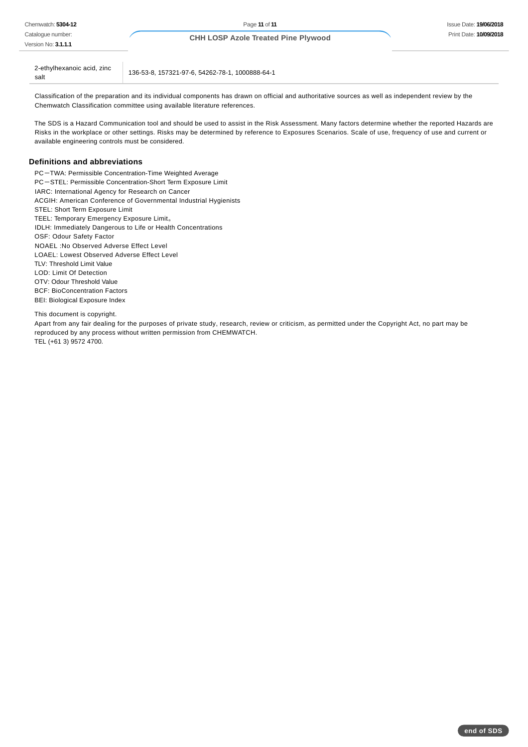| | |
|---|---|
| 2-ethylhexanoic acid, zinc salt | 136-53-8, 157321-97-6, 54262-78-1, 1000888-64-1 |

Classification of the preparation and its individual components has drawn on official and authoritative sources as well as independent review by the Chemwatch Classification committee using available literature references.

The SDS is a Hazard Communication tool and should be used to assist in the Risk Assessment. Many factors determine whether the reported Hazards are Risks in the workplace or other settings. Risks may be determined by reference to Exposures Scenarios. Scale of use, frequency of use and current or available engineering controls must be considered.

### Definitions and abbreviations

PC－TWA: Permissible Concentration-Time Weighted Average
PC－STEL: Permissible Concentration-Short Term Exposure Limit
IARC: International Agency for Research on Cancer
ACGIH: American Conference of Governmental Industrial Hygienists
STEL: Short Term Exposure Limit
TEEL: Temporary Emergency Exposure Limit。
IDLH: Immediately Dangerous to Life or Health Concentrations
OSF: Odour Safety Factor
NOAEL :No Observed Adverse Effect Level
LOAEL: Lowest Observed Adverse Effect Level
TLV: Threshold Limit Value
LOD: Limit Of Detection
OTV: Odour Threshold Value
BCF: BioConcentration Factors
BEI: Biological Exposure Index

This document is copyright.
Apart from any fair dealing for the purposes of private study, research, review or criticism, as permitted under the Copyright Act, no part may be reproduced by any process without written permission from CHEMWATCH.
TEL (+61 3) 9572 4700.

**end of SDS**